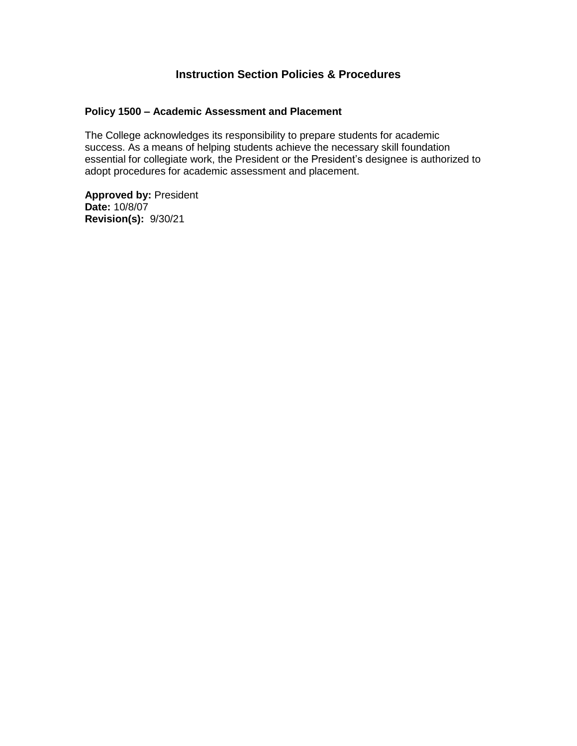# Instruction Section Policies & Procedures

## Policy 1500 – Academic Assessment and Placement

The College acknowledges its responsibility to prepare students for academic success. As a means of helping students achieve the necessary skill foundation essential for collegiate work, the President or the President's designee is authorized to adopt procedures for academic assessment and placement.

**Approved by:** President
**Date:** 10/8/07
**Revision(s):** 9/30/21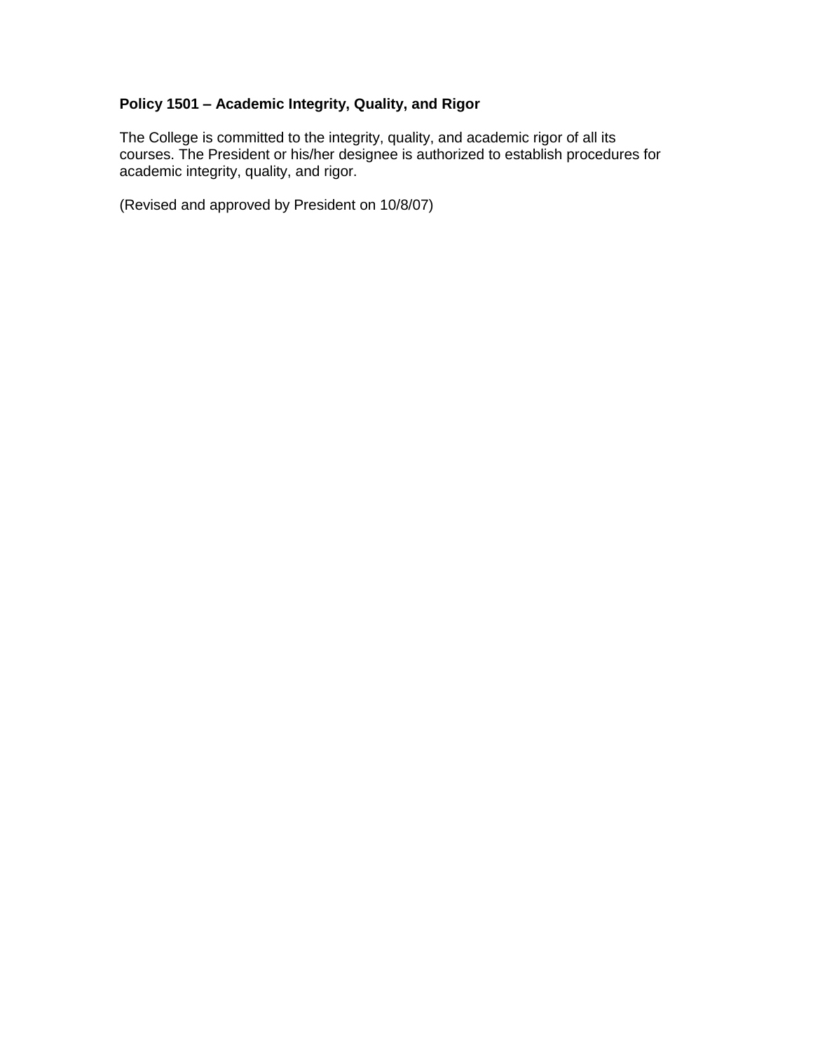**Policy 1501 – Academic Integrity, Quality, and Rigor**

The College is committed to the integrity, quality, and academic rigor of all its courses. The President or his/her designee is authorized to establish procedures for academic integrity, quality, and rigor.

(Revised and approved by President on 10/8/07)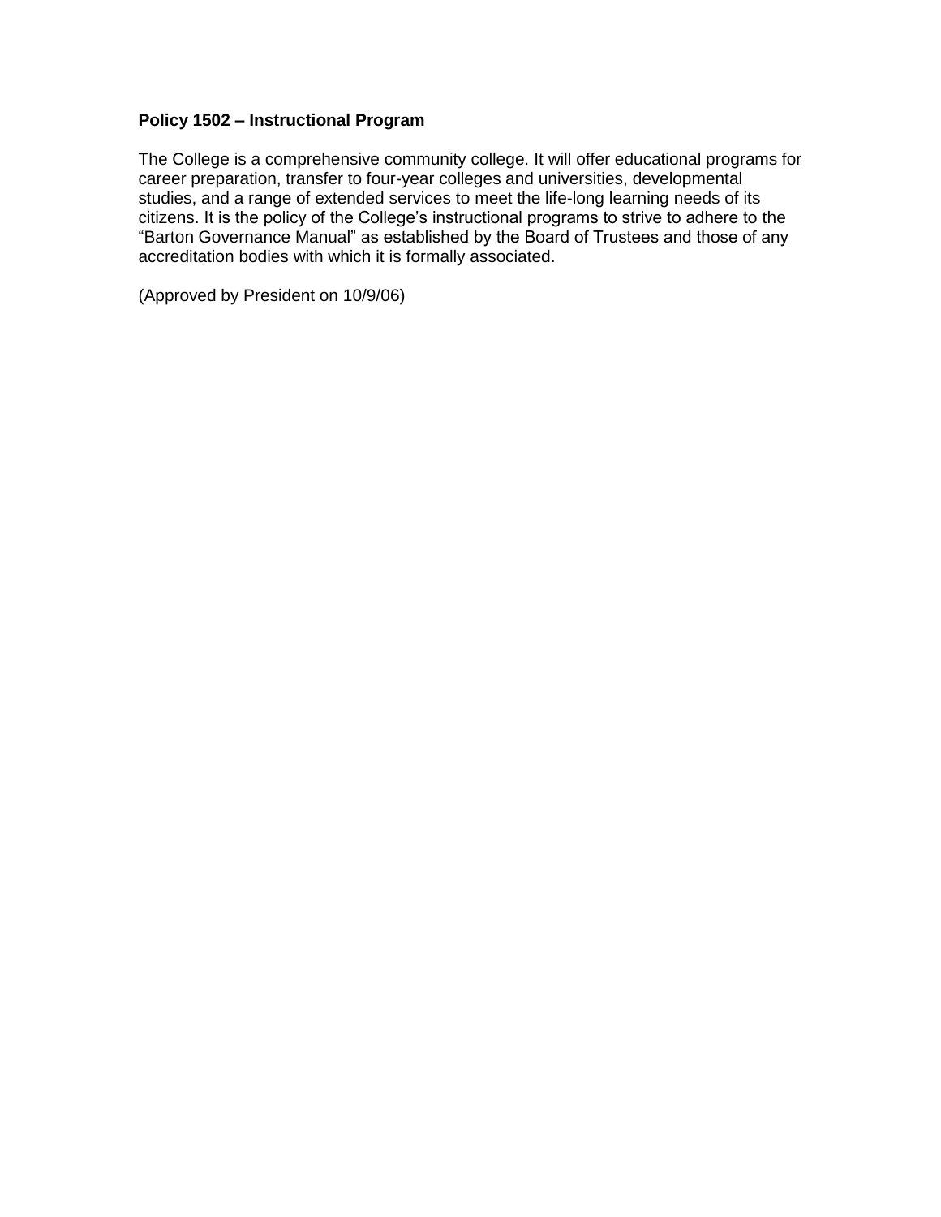**Policy 1502 – Instructional Program**

The College is a comprehensive community college. It will offer educational programs for career preparation, transfer to four-year colleges and universities, developmental studies, and a range of extended services to meet the life-long learning needs of its citizens. It is the policy of the College's instructional programs to strive to adhere to the "Barton Governance Manual" as established by the Board of Trustees and those of any accreditation bodies with which it is formally associated.

(Approved by President on 10/9/06)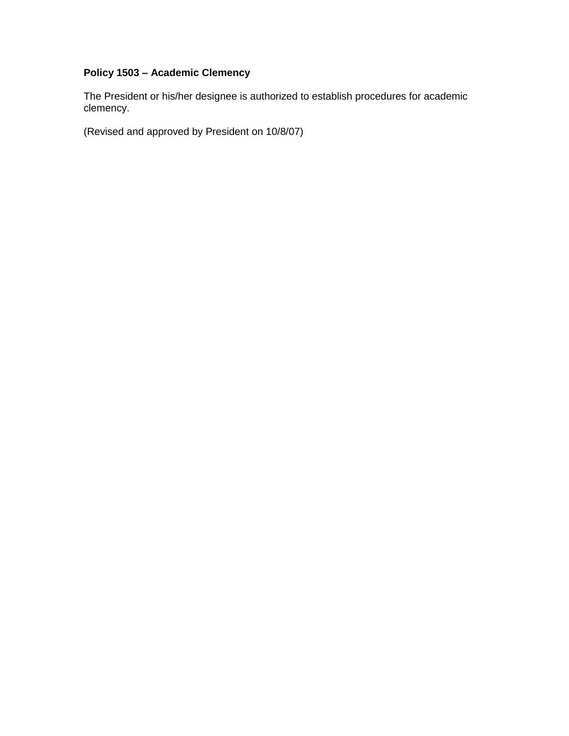**Policy 1503 – Academic Clemency**

The President or his/her designee is authorized to establish procedures for academic clemency.

(Revised and approved by President on 10/8/07)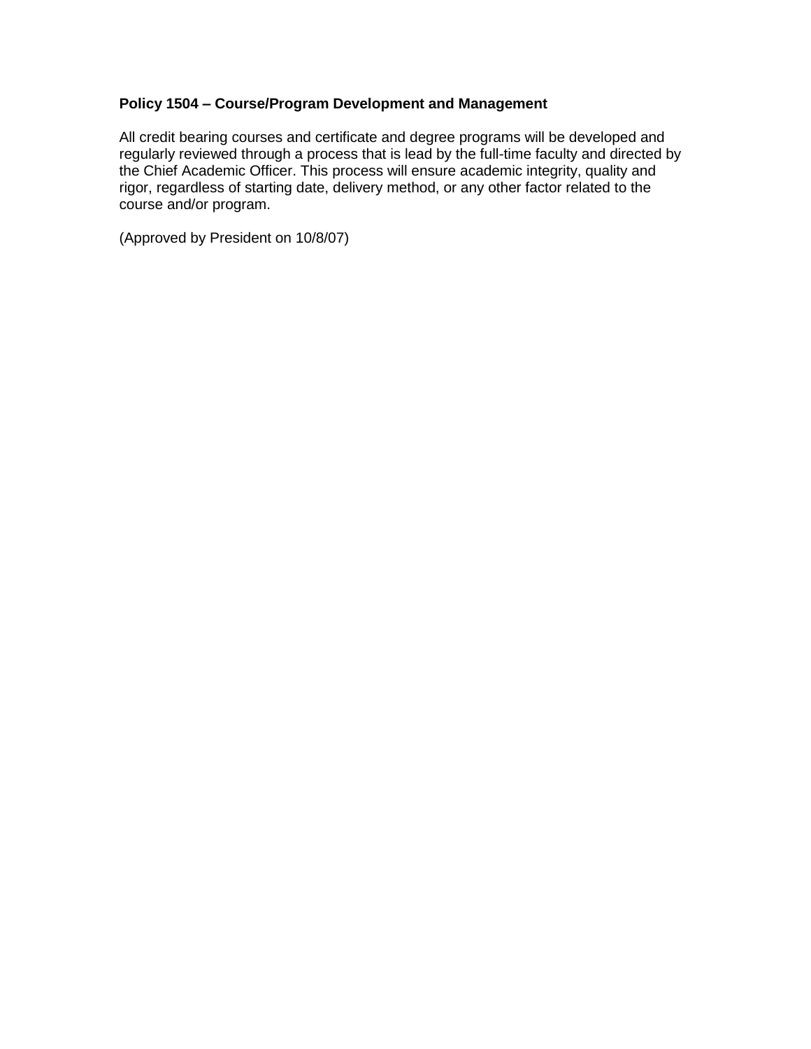**Policy 1504 – Course/Program Development and Management**

All credit bearing courses and certificate and degree programs will be developed and regularly reviewed through a process that is lead by the full-time faculty and directed by the Chief Academic Officer. This process will ensure academic integrity, quality and rigor, regardless of starting date, delivery method, or any other factor related to the course and/or program.

(Approved by President on 10/8/07)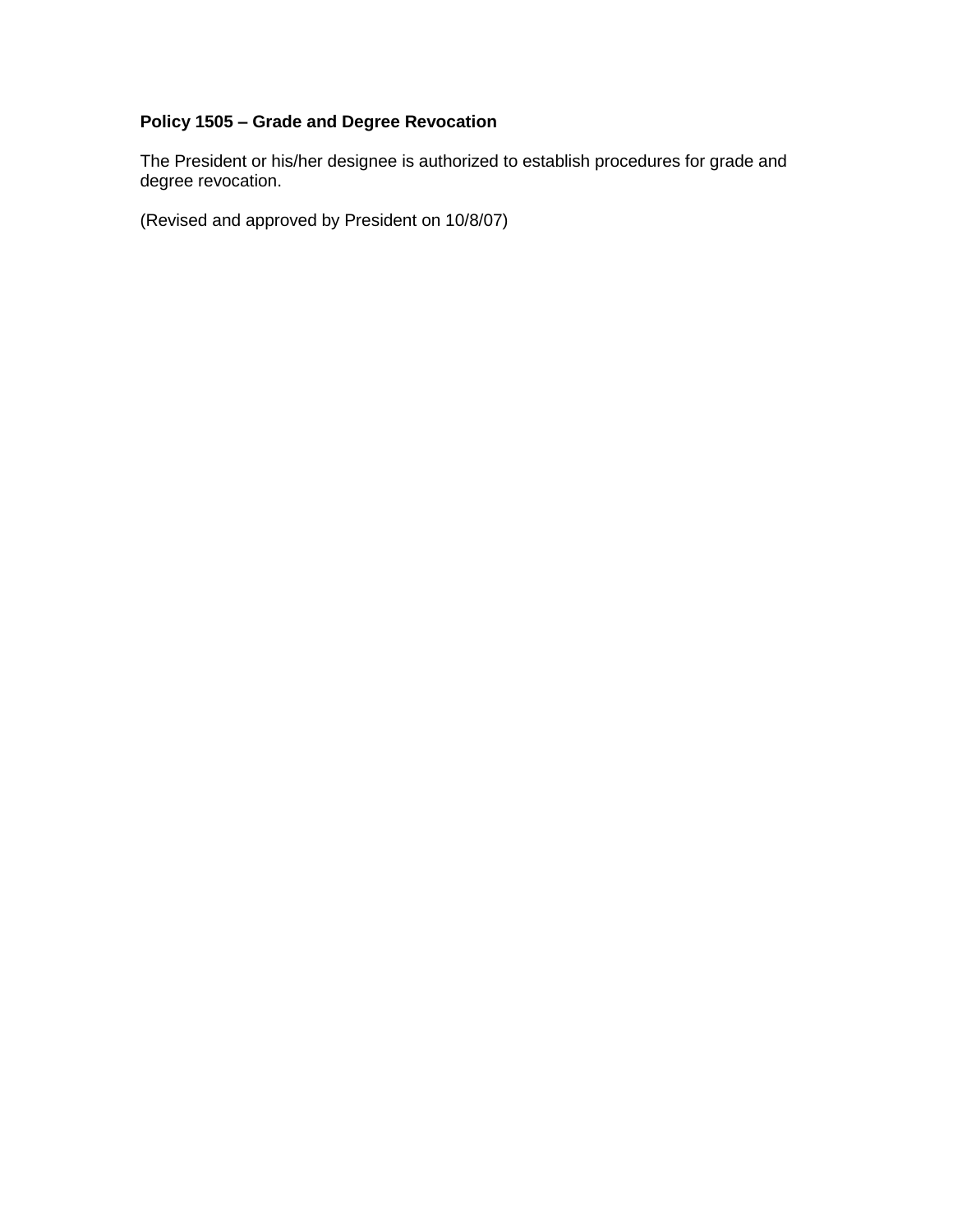**Policy 1505 – Grade and Degree Revocation**

The President or his/her designee is authorized to establish procedures for grade and degree revocation.

(Revised and approved by President on 10/8/07)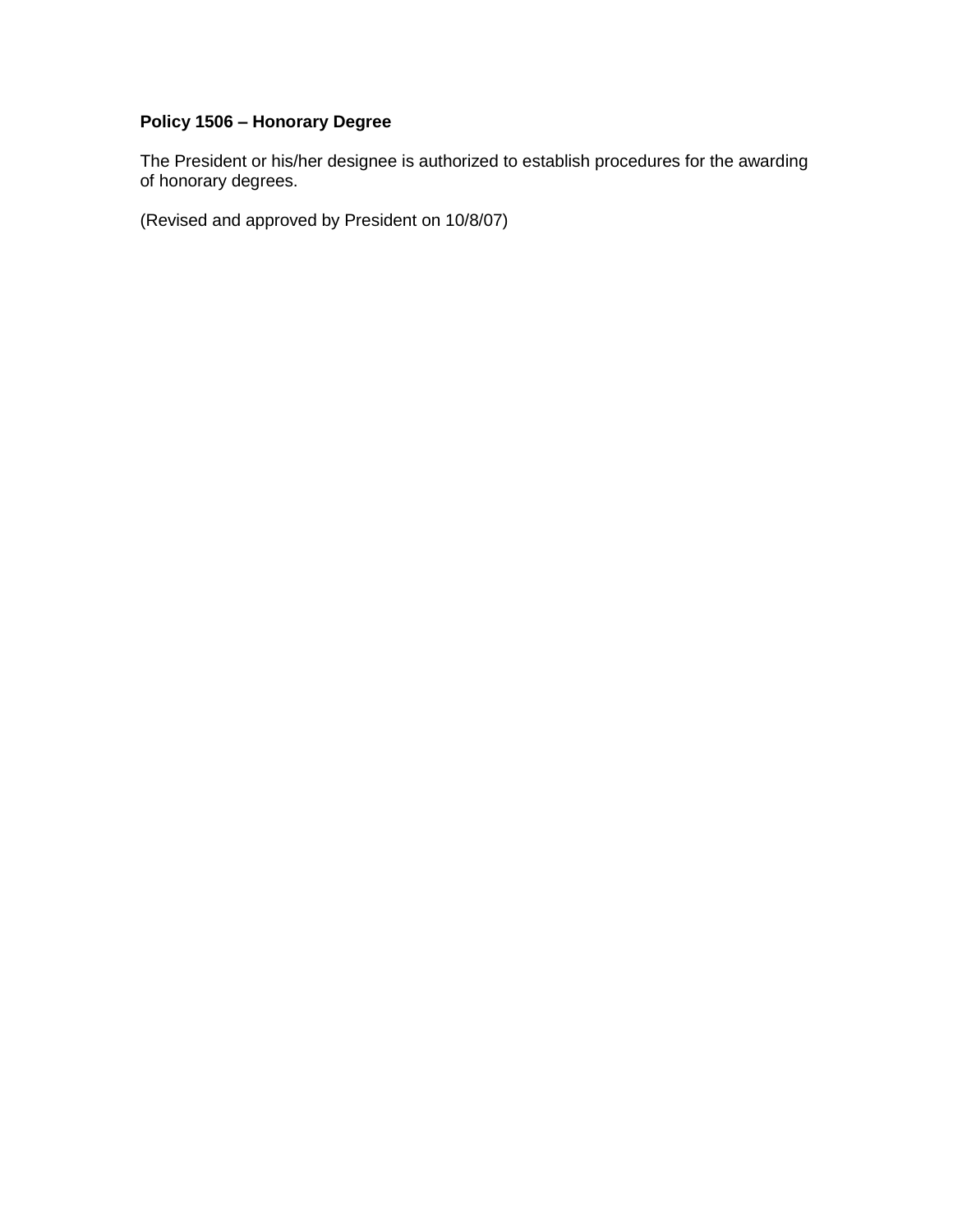**Policy 1506 – Honorary Degree**

The President or his/her designee is authorized to establish procedures for the awarding of honorary degrees.

(Revised and approved by President on 10/8/07)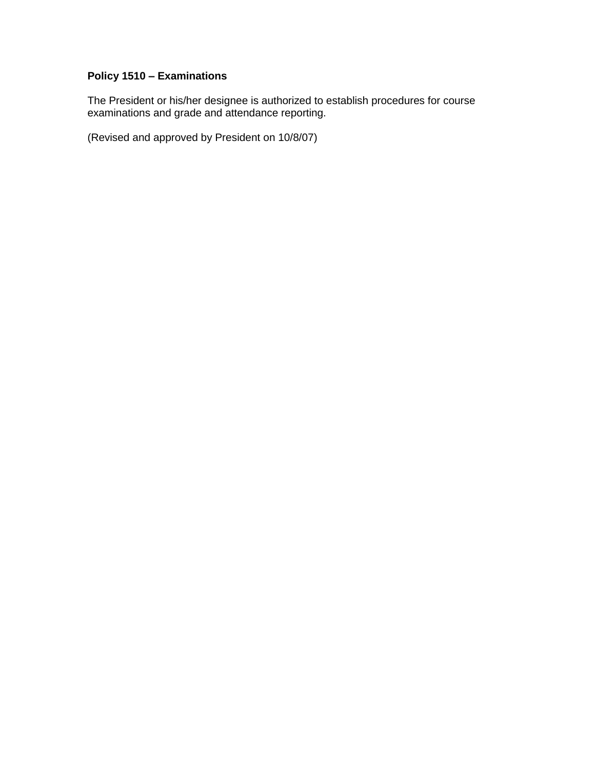**Policy 1510 – Examinations**

The President or his/her designee is authorized to establish procedures for course examinations and grade and attendance reporting.

(Revised and approved by President on 10/8/07)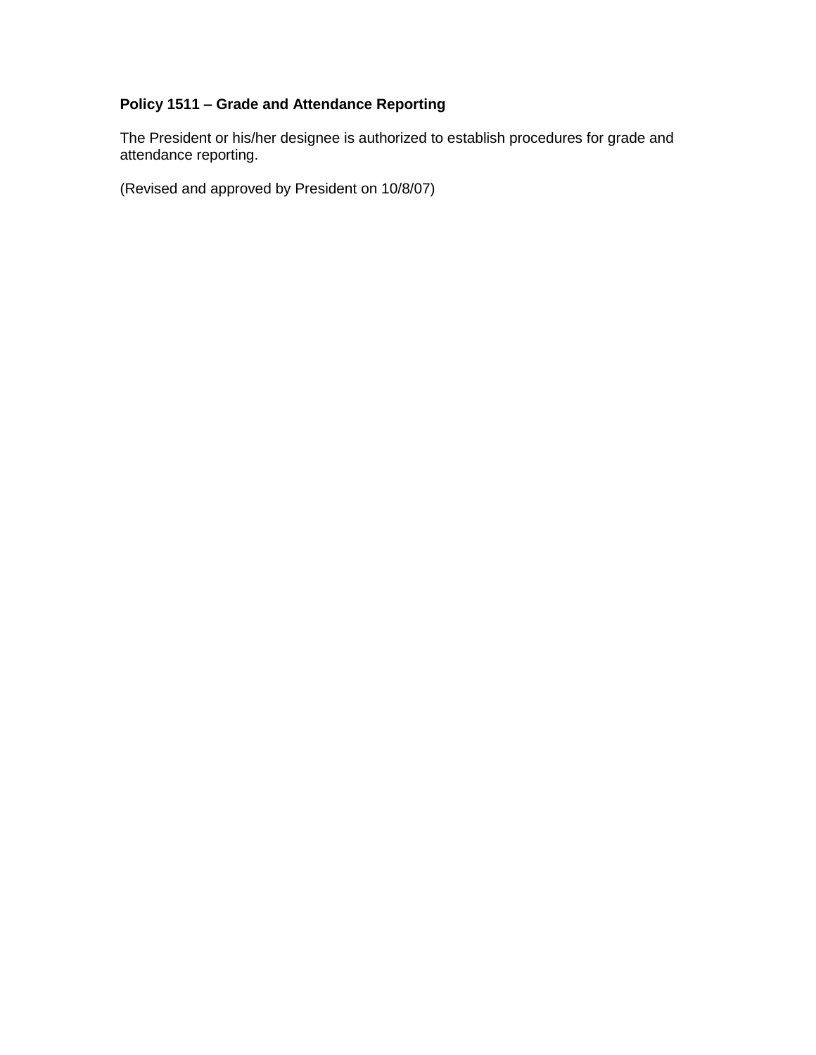**Policy 1511 – Grade and Attendance Reporting**

The President or his/her designee is authorized to establish procedures for grade and attendance reporting.

(Revised and approved by President on 10/8/07)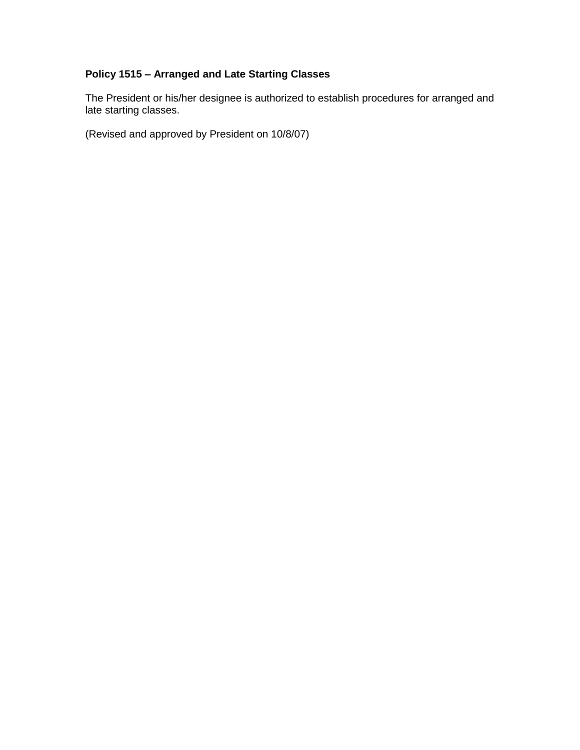**Policy 1515 – Arranged and Late Starting Classes**

The President or his/her designee is authorized to establish procedures for arranged and late starting classes.

(Revised and approved by President on 10/8/07)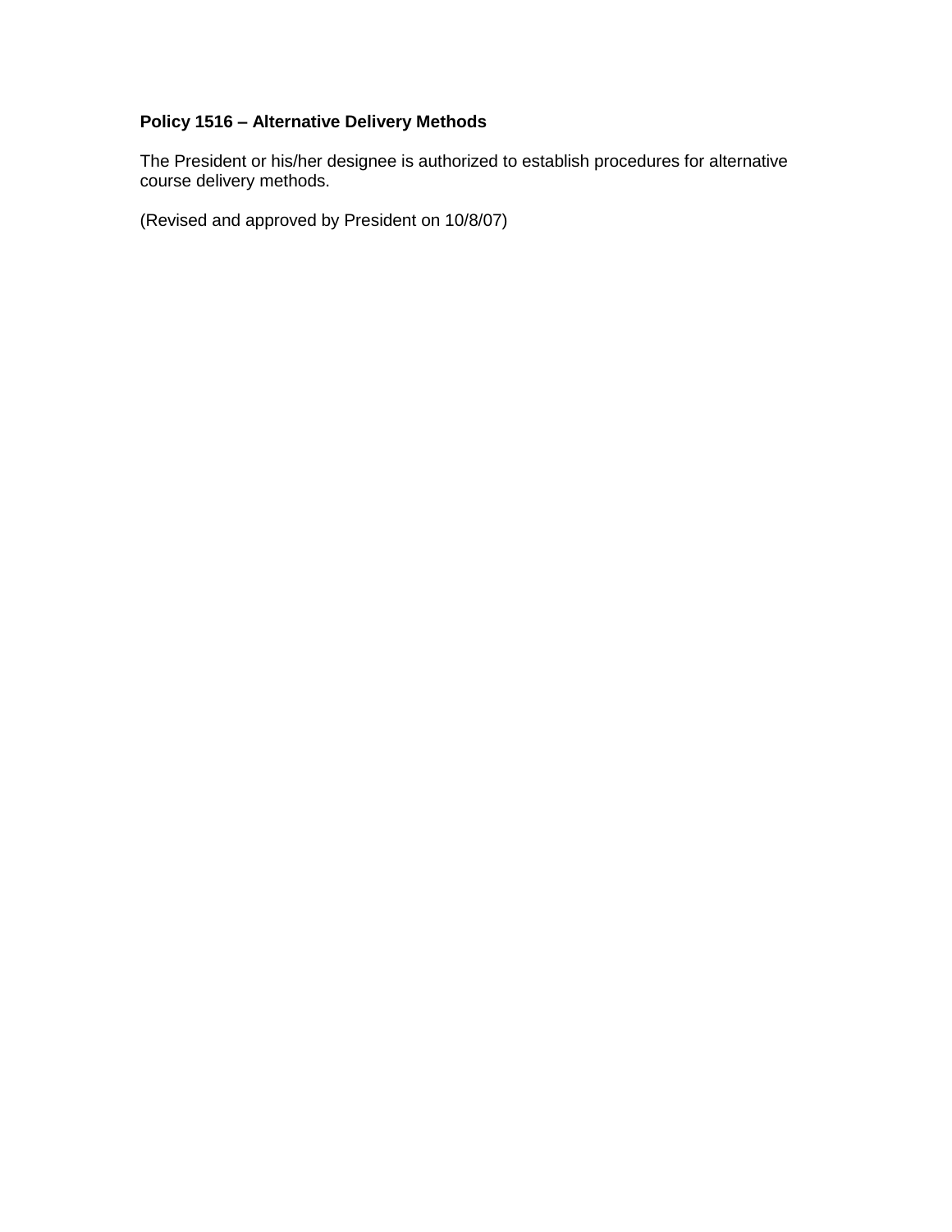**Policy 1516 – Alternative Delivery Methods**

The President or his/her designee is authorized to establish procedures for alternative course delivery methods.

(Revised and approved by President on 10/8/07)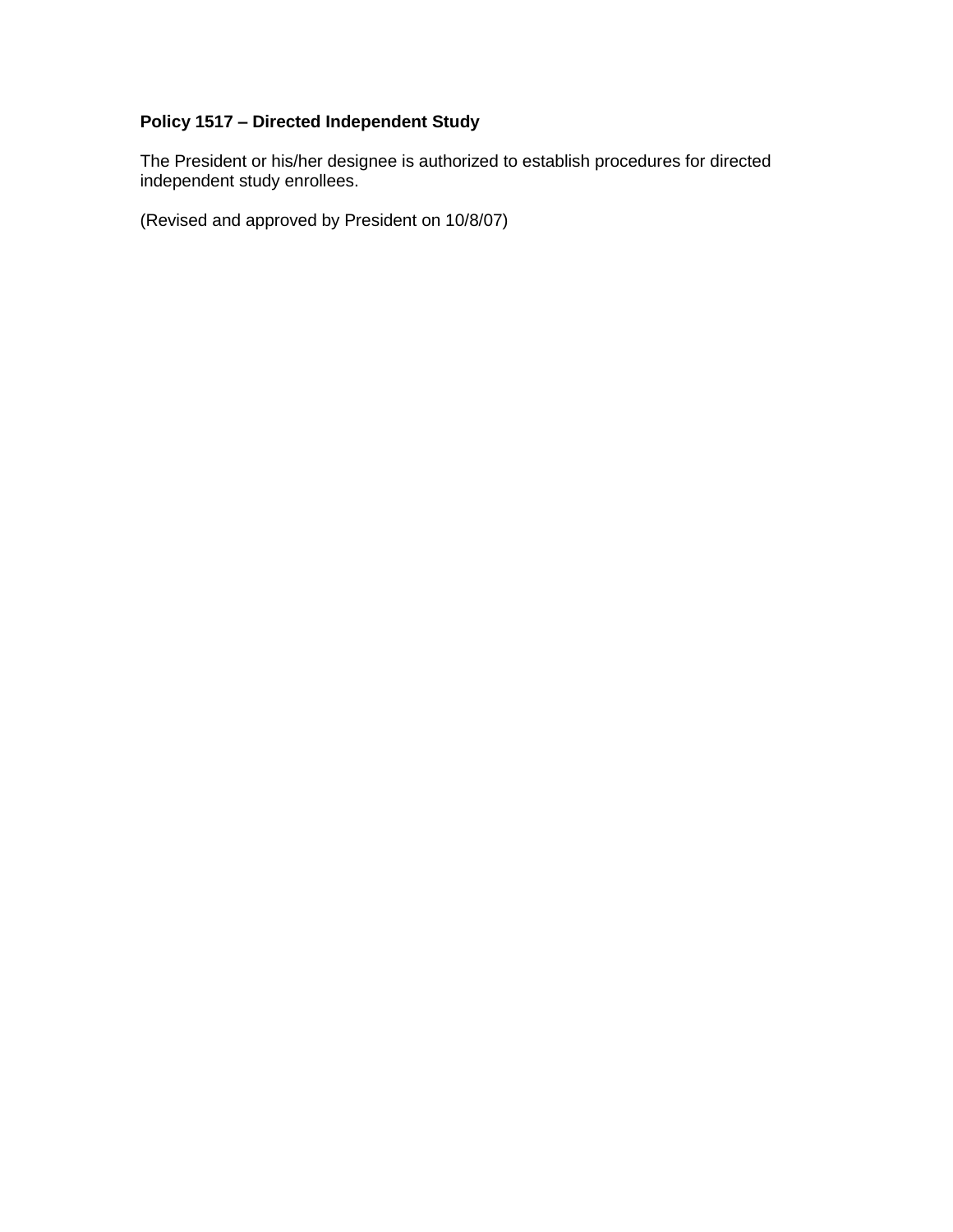**Policy 1517 – Directed Independent Study**

The President or his/her designee is authorized to establish procedures for directed independent study enrollees.

(Revised and approved by President on 10/8/07)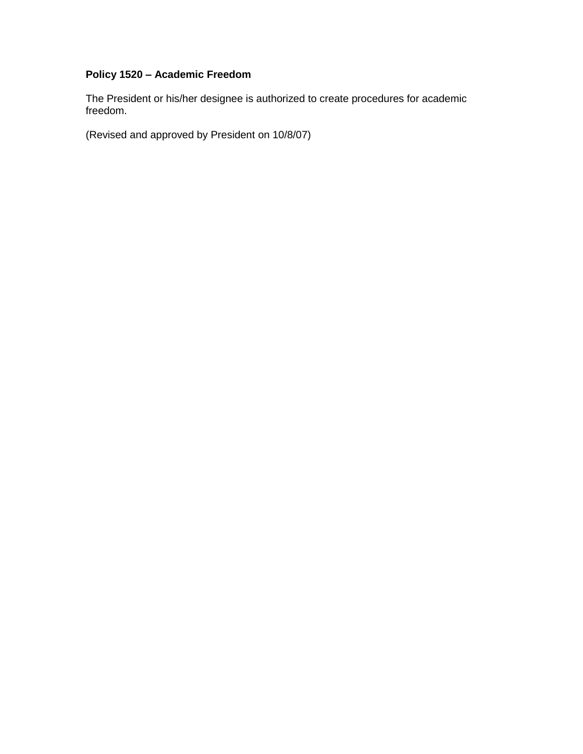**Policy 1520 – Academic Freedom**

The President or his/her designee is authorized to create procedures for academic freedom.

(Revised and approved by President on 10/8/07)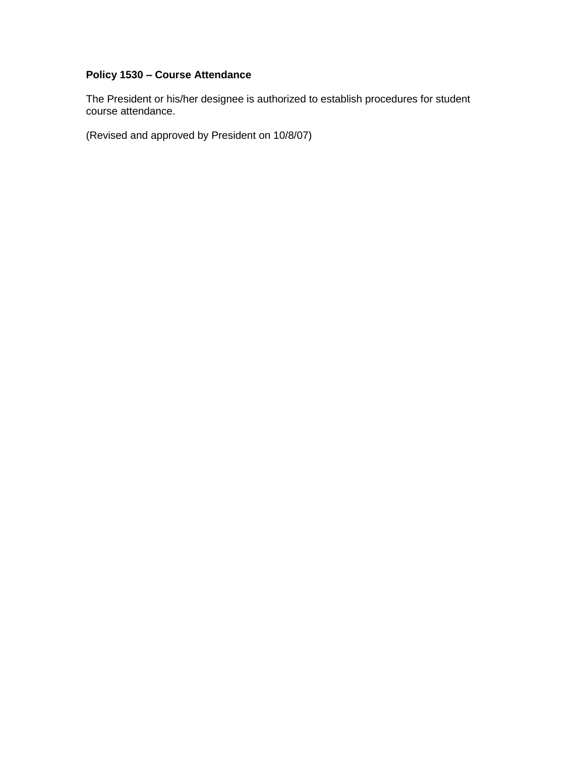**Policy 1530 – Course Attendance**

The President or his/her designee is authorized to establish procedures for student course attendance.

(Revised and approved by President on 10/8/07)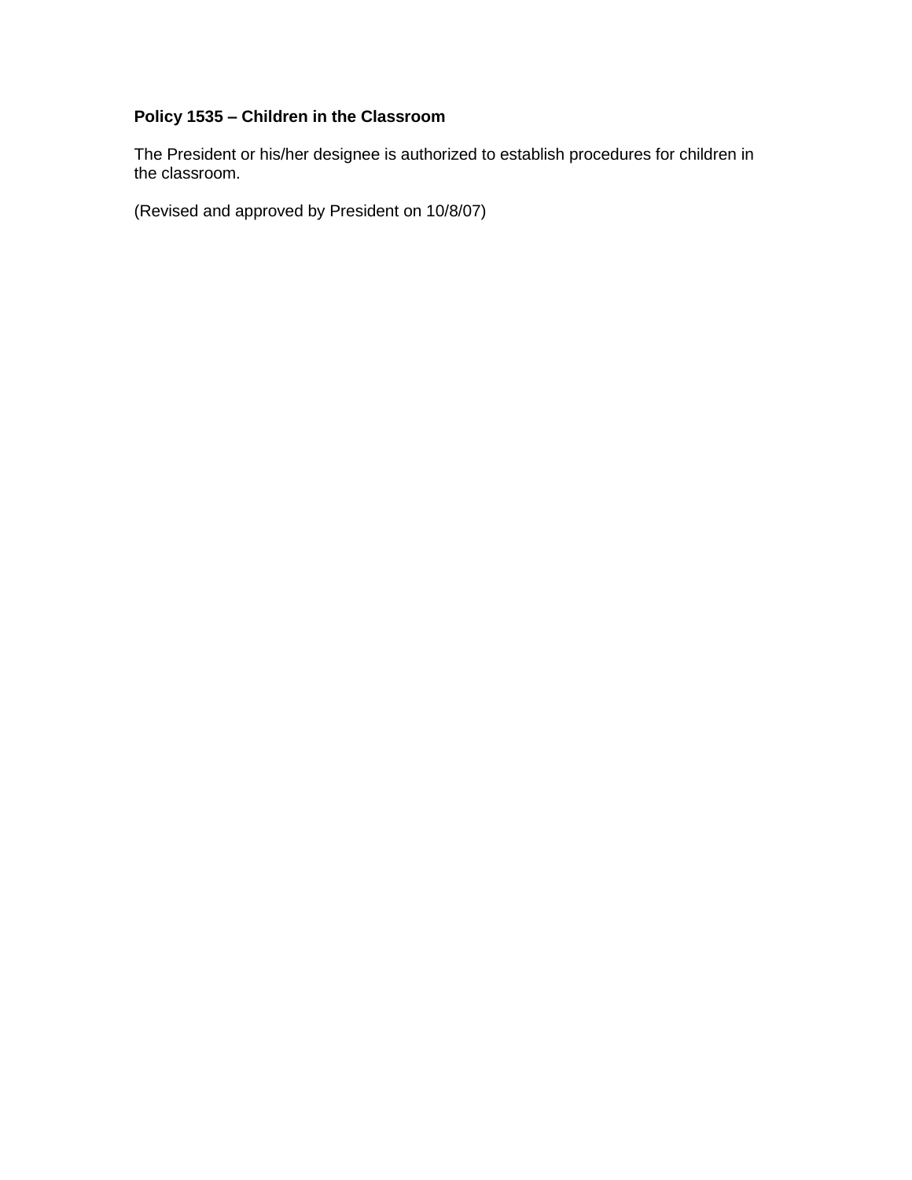**Policy 1535 – Children in the Classroom**

The President or his/her designee is authorized to establish procedures for children in the classroom.

(Revised and approved by President on 10/8/07)